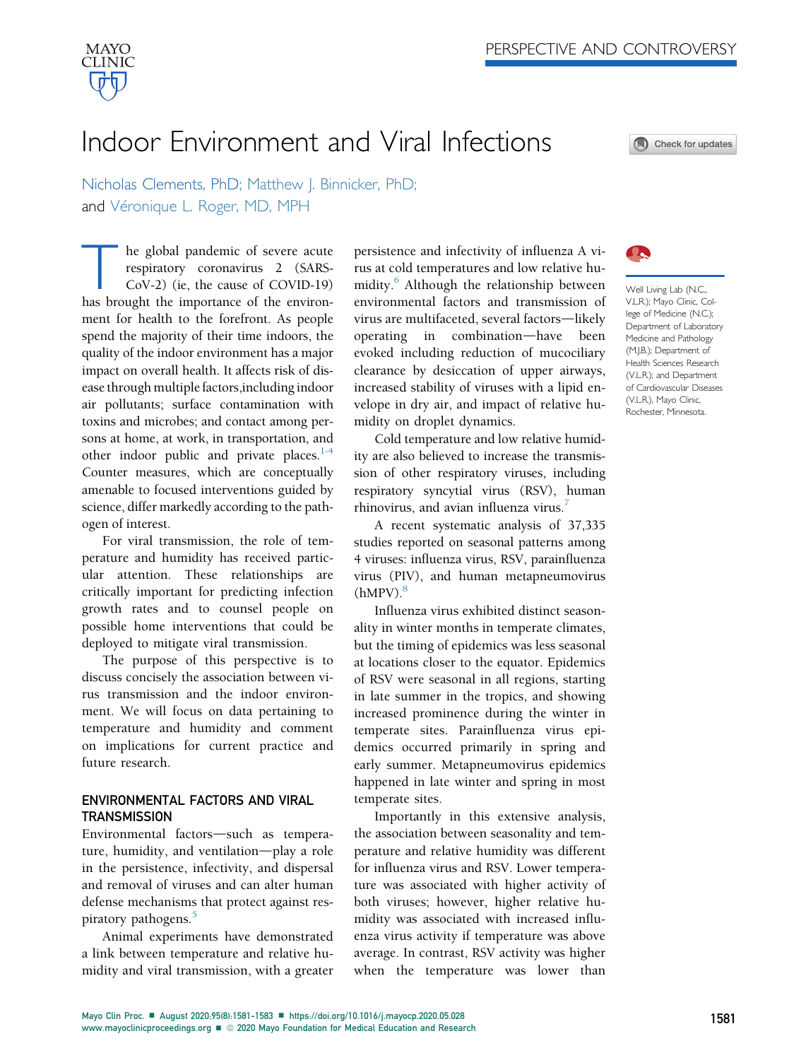PERSPECTIVE AND CONTROVERSY

# Indoor Environment and Viral Infections

Nicholas Clements, PhD; Matthew J. Binnicker, PhD; and Véronique L. Roger, MD, MPH

Well Living Lab (N.C., V.L.R.); Mayo Clinic, College of Medicine (N.C.); Department of Laboratory Medicine and Pathology (M.J.B.); Department of Health Sciences Research (V.L.R.); and Department of Cardiovascular Diseases (V.L.R.), Mayo Clinic, Rochester, Minnesota.

The global pandemic of severe acute respiratory coronavirus 2 (SARS-CoV-2) (ie, the cause of COVID-19) has brought the importance of the environment for health to the forefront. As people spend the majority of their time indoors, the quality of the indoor environment has a major impact on overall health. It affects risk of disease through multiple factors, including indoor air pollutants; surface contamination with toxins and microbes; and contact among persons at home, at work, in transportation, and other indoor public and private places.[1-4] Counter measures, which are conceptually amenable to focused interventions guided by science, differ markedly according to the pathogen of interest.

For viral transmission, the role of temperature and humidity has received particular attention. These relationships are critically important for predicting infection growth rates and to counsel people on possible home interventions that could be deployed to mitigate viral transmission.

The purpose of this perspective is to discuss concisely the association between virus transmission and the indoor environment. We will focus on data pertaining to temperature and humidity and comment on implications for current practice and future research.

## ENVIRONMENTAL FACTORS AND VIRAL TRANSMISSION

Environmental factors—such as temperature, humidity, and ventilation—play a role in the persistence, infectivity, and dispersal and removal of viruses and can alter human defense mechanisms that protect against respiratory pathogens.[5]

Animal experiments have demonstrated a link between temperature and relative humidity and viral transmission, with a greater persistence and infectivity of influenza A virus at cold temperatures and low relative humidity.[6] Although the relationship between environmental factors and transmission of virus are multifaceted, several factors—likely operating in combination—have been evoked including reduction of mucociliary clearance by desiccation of upper airways, increased stability of viruses with a lipid envelope in dry air, and impact of relative humidity on droplet dynamics.

Cold temperature and low relative humidity are also believed to increase the transmission of other respiratory viruses, including respiratory syncytial virus (RSV), human rhinovirus, and avian influenza virus.[7]

A recent systematic analysis of 37,335 studies reported on seasonal patterns among 4 viruses: influenza virus, RSV, parainfluenza virus (PIV), and human metapneumovirus (hMPV).[8]

Influenza virus exhibited distinct seasonality in winter months in temperate climates, but the timing of epidemics was less seasonal at locations closer to the equator. Epidemics of RSV were seasonal in all regions, starting in late summer in the tropics, and showing increased prominence during the winter in temperate sites. Parainfluenza virus epidemics occurred primarily in spring and early summer. Metapneumovirus epidemics happened in late winter and spring in most temperate sites.

Importantly in this extensive analysis, the association between seasonality and temperature and relative humidity was different for influenza virus and RSV. Lower temperature was associated with higher activity of both viruses; however, higher relative humidity was associated with increased influenza virus activity if temperature was above average. In contrast, RSV activity was higher when the temperature was lower than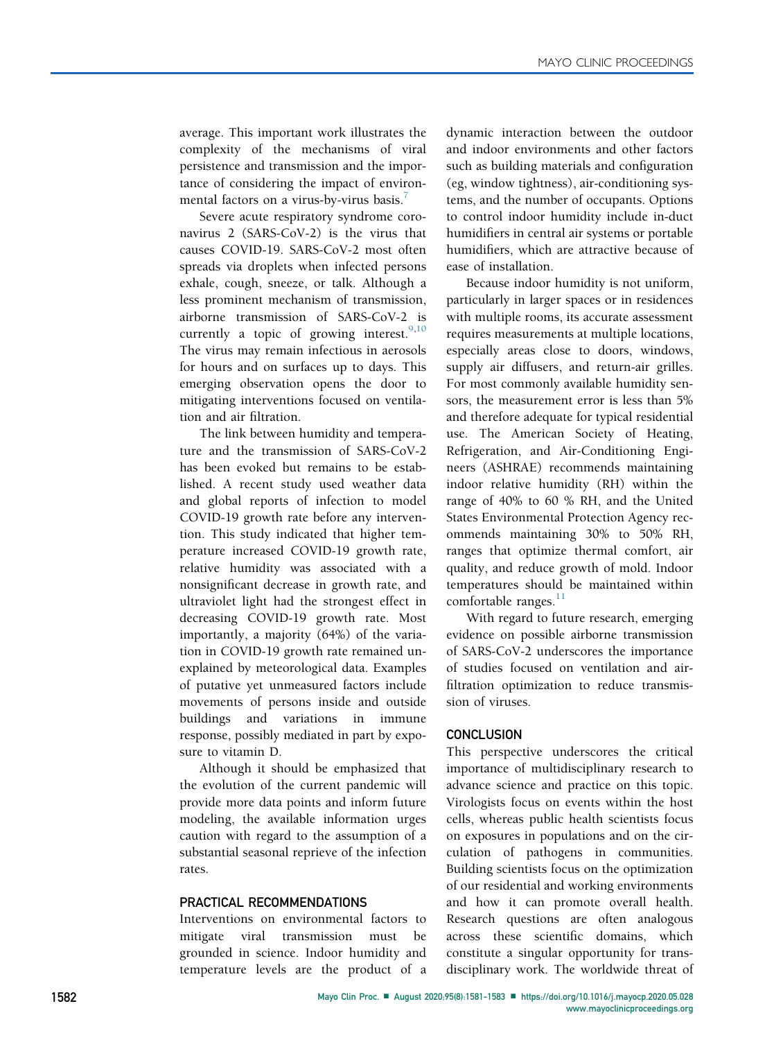average. This important work illustrates the complexity of the mechanisms of viral persistence and transmission and the importance of considering the impact of environmental factors on a virus-by-virus basis.[7]

Severe acute respiratory syndrome coronavirus 2 (SARS-CoV-2) is the virus that causes COVID-19. SARS-CoV-2 most often spreads via droplets when infected persons exhale, cough, sneeze, or talk. Although a less prominent mechanism of transmission, airborne transmission of SARS-CoV-2 is currently a topic of growing interest.[9,10] The virus may remain infectious in aerosols for hours and on surfaces up to days. This emerging observation opens the door to mitigating interventions focused on ventilation and air filtration.

The link between humidity and temperature and the transmission of SARS-CoV-2 has been evoked but remains to be established. A recent study used weather data and global reports of infection to model COVID-19 growth rate before any intervention. This study indicated that higher temperature increased COVID-19 growth rate, relative humidity was associated with a nonsignificant decrease in growth rate, and ultraviolet light had the strongest effect in decreasing COVID-19 growth rate. Most importantly, a majority (64%) of the variation in COVID-19 growth rate remained unexplained by meteorological data. Examples of putative yet unmeasured factors include movements of persons inside and outside buildings and variations in immune response, possibly mediated in part by exposure to vitamin D.

Although it should be emphasized that the evolution of the current pandemic will provide more data points and inform future modeling, the available information urges caution with regard to the assumption of a substantial seasonal reprieve of the infection rates.

## PRACTICAL RECOMMENDATIONS

Interventions on environmental factors to mitigate viral transmission must be grounded in science. Indoor humidity and temperature levels are the product of a dynamic interaction between the outdoor and indoor environments and other factors such as building materials and configuration (eg, window tightness), air-conditioning systems, and the number of occupants. Options to control indoor humidity include in-duct humidifiers in central air systems or portable humidifiers, which are attractive because of ease of installation.

Because indoor humidity is not uniform, particularly in larger spaces or in residences with multiple rooms, its accurate assessment requires measurements at multiple locations, especially areas close to doors, windows, supply air diffusers, and return-air grilles. For most commonly available humidity sensors, the measurement error is less than 5% and therefore adequate for typical residential use. The American Society of Heating, Refrigeration, and Air-Conditioning Engineers (ASHRAE) recommends maintaining indoor relative humidity (RH) within the range of 40% to 60 % RH, and the United States Environmental Protection Agency recommends maintaining 30% to 50% RH, ranges that optimize thermal comfort, air quality, and reduce growth of mold. Indoor temperatures should be maintained within comfortable ranges.[11]

With regard to future research, emerging evidence on possible airborne transmission of SARS-CoV-2 underscores the importance of studies focused on ventilation and air-filtration optimization to reduce transmission of viruses.

## CONCLUSION

This perspective underscores the critical importance of multidisciplinary research to advance science and practice on this topic. Virologists focus on events within the host cells, whereas public health scientists focus on exposures in populations and on the circulation of pathogens in communities. Building scientists focus on the optimization of our residential and working environments and how it can promote overall health. Research questions are often analogous across these scientific domains, which constitute a singular opportunity for transdisciplinary work. The worldwide threat of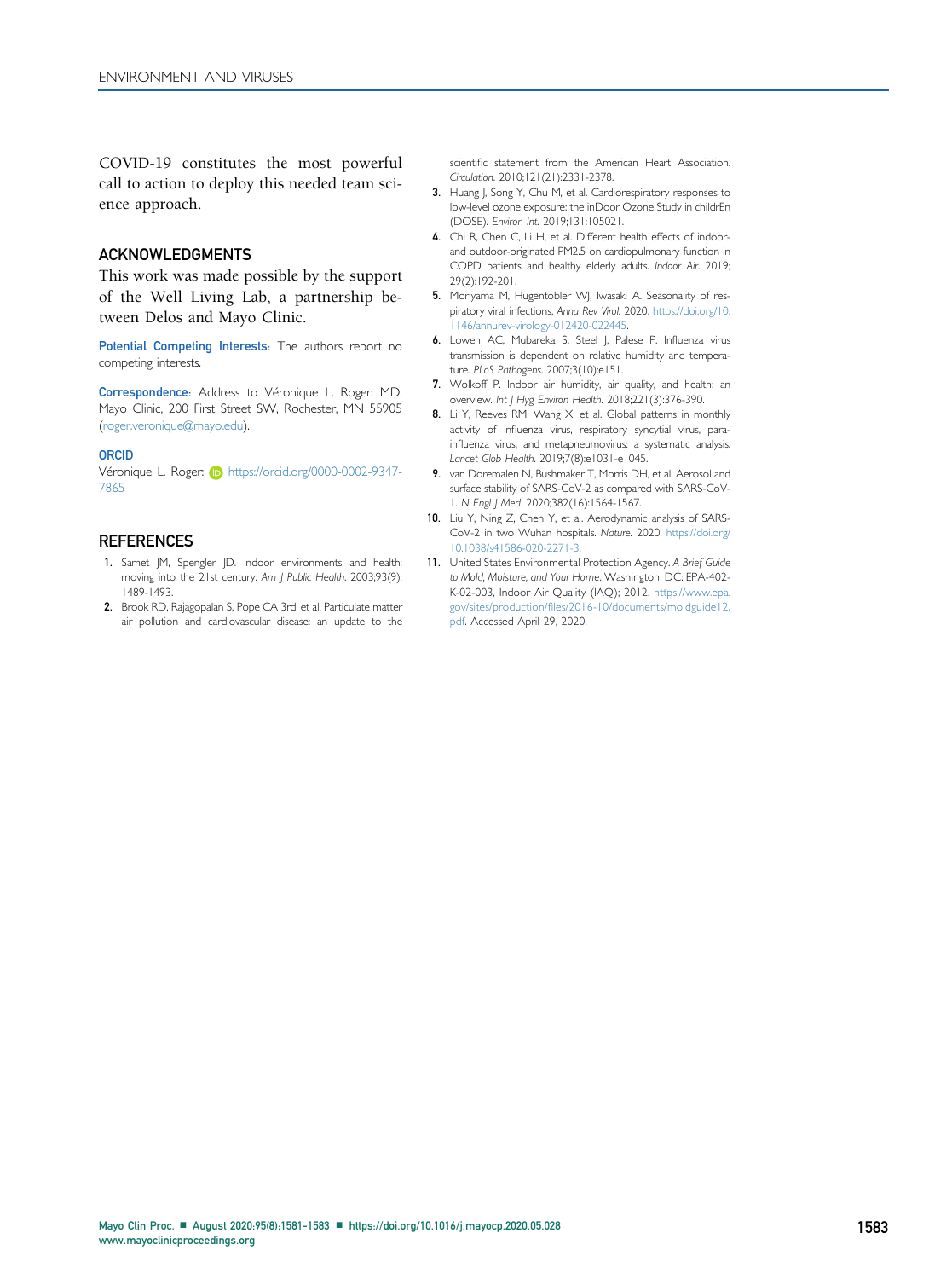COVID-19 constitutes the most powerful call to action to deploy this needed team science approach.

## ACKNOWLEDGMENTS

This work was made possible by the support of the Well Living Lab, a partnership between Delos and Mayo Clinic.

**Potential Competing Interests:** The authors report no competing interests.

**Correspondence:** Address to Véronique L. Roger, MD, Mayo Clinic, 200 First Street SW, Rochester, MN 55905 (roger.veronique@mayo.edu).

**ORCID**

Véronique L. Roger: https://orcid.org/0000-0002-9347-7865

## REFERENCES

1. Samet JM, Spengler JD. Indoor environments and health: moving into the 21st century. *Am J Public Health*. 2003;93(9):1489-1493.
2. Brook RD, Rajagopalan S, Pope CA 3rd, et al. Particulate matter air pollution and cardiovascular disease: an update to the scientific statement from the American Heart Association. *Circulation*. 2010;121(21):2331-2378.
3. Huang J, Song Y, Chu M, et al. Cardiorespiratory responses to low-level ozone exposure: the inDoor Ozone Study in childrEn (DOSE). *Environ Int*. 2019;131:105021.
4. Chi R, Chen C, Li H, et al. Different health effects of indoor- and outdoor-originated PM2.5 on cardiopulmonary function in COPD patients and healthy elderly adults. *Indoor Air*. 2019;29(2):192-201.
5. Moriyama M, Hugentobler WJ, Iwasaki A. Seasonality of respiratory viral infections. *Annu Rev Virol*. 2020. https://doi.org/10.1146/annurev-virology-012420-022445.
6. Lowen AC, Mubareka S, Steel J, Palese P. Influenza virus transmission is dependent on relative humidity and temperature. *PLoS Pathogens*. 2007;3(10):e151.
7. Wolkoff P. Indoor air humidity, air quality, and health: an overview. *Int J Hyg Environ Health*. 2018;221(3):376-390.
8. Li Y, Reeves RM, Wang X, et al. Global patterns in monthly activity of influenza virus, respiratory syncytial virus, parainfluenza virus, and metapneumovirus: a systematic analysis. *Lancet Glob Health*. 2019;7(8):e1031-e1045.
9. van Doremalen N, Bushmaker T, Morris DH, et al. Aerosol and surface stability of SARS-CoV-2 as compared with SARS-CoV-1. *N Engl J Med*. 2020;382(16):1564-1567.
10. Liu Y, Ning Z, Chen Y, et al. Aerodynamic analysis of SARS-CoV-2 in two Wuhan hospitals. *Nature*. 2020. https://doi.org/10.1038/s41586-020-2271-3.
11. United States Environmental Protection Agency. *A Brief Guide to Mold, Moisture, and Your Home*. Washington, DC: EPA-402-K-02-003, Indoor Air Quality (IAQ); 2012. https://www.epa.gov/sites/production/files/2016-10/documents/moldguide12.pdf. Accessed April 29, 2020.